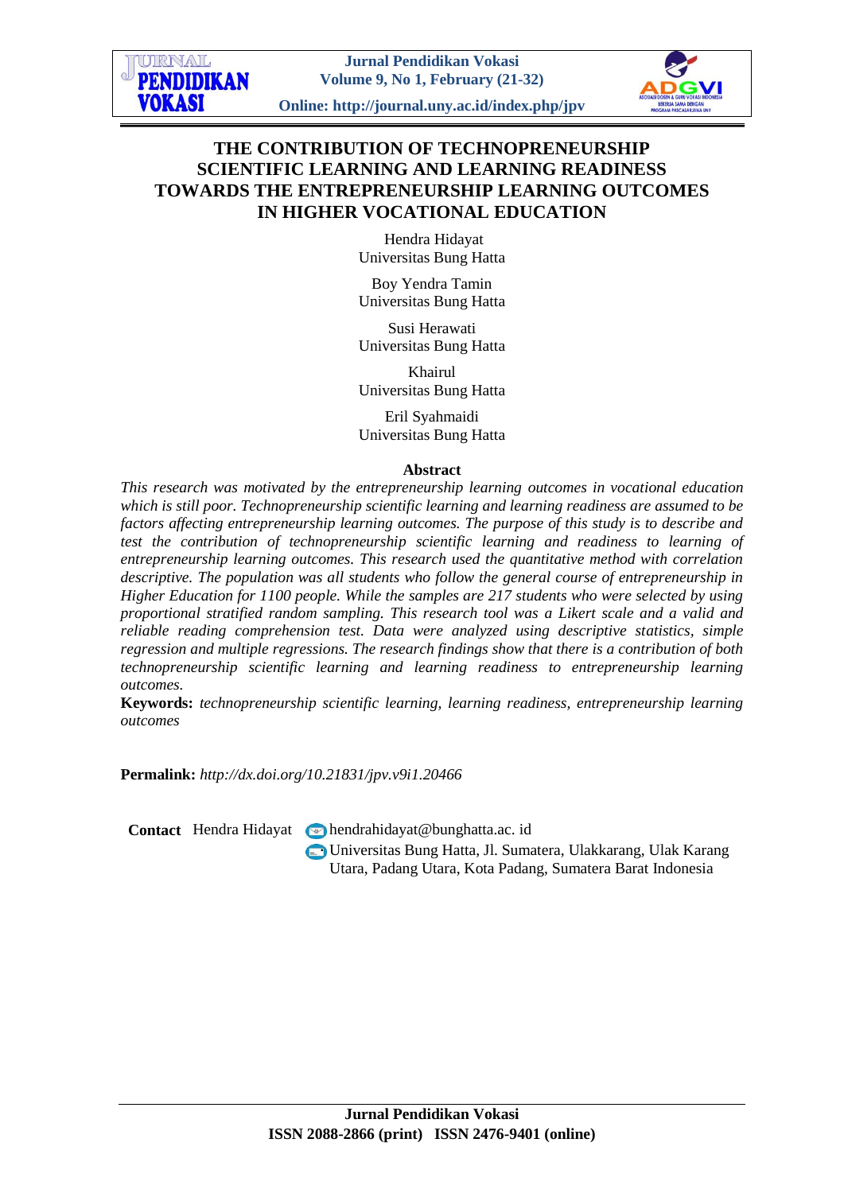# THE CONTRIBUTION OF TECHNOPRENEURSHIP SCIENTIFIC LEARNING AND LEARNING READINESS TOWARDS THE ENTREPRENEURSHIP LEARNING OUTCOMES IN HIGHER VOCATIONAL EDUCATION

Hendra Hidayat
Universitas Bung Hatta

Boy Yendra Tamin
Universitas Bung Hatta

Susi Herawati
Universitas Bung Hatta

Khairul
Universitas Bung Hatta

Eril Syahmaidi
Universitas Bung Hatta

## Abstract

*This research was motivated by the entrepreneurship learning outcomes in vocational education which is still poor. Technopreneurship scientific learning and learning readiness are assumed to be factors affecting entrepreneurship learning outcomes. The purpose of this study is to describe and test the contribution of technopreneurship scientific learning and readiness to learning of entrepreneurship learning outcomes. This research used the quantitative method with correlation descriptive. The population was all students who follow the general course of entrepreneurship in Higher Education for 1100 people. While the samples are 217 students who were selected by using proportional stratified random sampling. This research tool was a Likert scale and a valid and reliable reading comprehension test. Data were analyzed using descriptive statistics, simple regression and multiple regressions. The research findings show that there is a contribution of both technopreneurship scientific learning and learning readiness to entrepreneurship learning outcomes.*

**Keywords:** *technopreneurship scientific learning, learning readiness, entrepreneurship learning outcomes*

**Permalink:** *http://dx.doi.org/10.21831/jpv.v9i1.20466*

**Contact** Hendra Hidayat hendrahidayat@bunghatta.ac. id
Universitas Bung Hatta, Jl. Sumatera, Ulakkarang, Ulak Karang Utara, Padang Utara, Kota Padang, Sumatera Barat Indonesia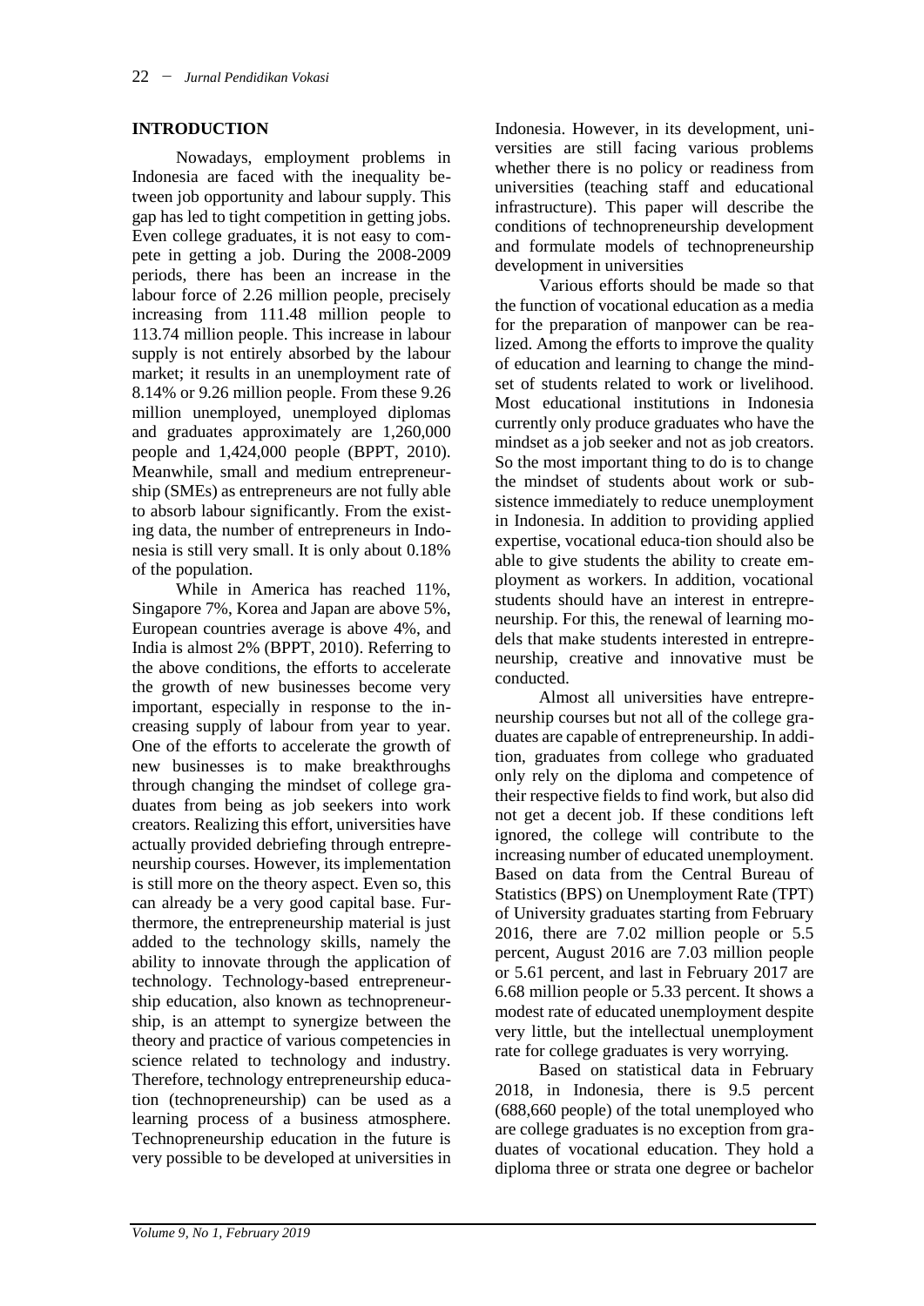## INTRODUCTION

Nowadays, employment problems in Indonesia are faced with the inequality between job opportunity and labour supply. This gap has led to tight competition in getting jobs. Even college graduates, it is not easy to compete in getting a job. During the 2008-2009 periods, there has been an increase in the labour force of 2.26 million people, precisely increasing from 111.48 million people to 113.74 million people. This increase in labour supply is not entirely absorbed by the labour market; it results in an unemployment rate of 8.14% or 9.26 million people. From these 9.26 million unemployed, unemployed diplomas and graduates approximately are 1,260,000 people and 1,424,000 people (BPPT, 2010). Meanwhile, small and medium entrepreneurship (SMEs) as entrepreneurs are not fully able to absorb labour significantly. From the existing data, the number of entrepreneurs in Indonesia is still very small. It is only about 0.18% of the population.

While in America has reached 11%, Singapore 7%, Korea and Japan are above 5%, European countries average is above 4%, and India is almost 2% (BPPT, 2010). Referring to the above conditions, the efforts to accelerate the growth of new businesses become very important, especially in response to the increasing supply of labour from year to year. One of the efforts to accelerate the growth of new businesses is to make breakthroughs through changing the mindset of college graduates from being as job seekers into work creators. Realizing this effort, universities have actually provided debriefing through entrepreneurship courses. However, its implementation is still more on the theory aspect. Even so, this can already be a very good capital base. Furthermore, the entrepreneurship material is just added to the technology skills, namely the ability to innovate through the application of technology. Technology-based entrepreneurship education, also known as technopreneurship, is an attempt to synergize between the theory and practice of various competencies in science related to technology and industry. Therefore, technology entrepreneurship education (technopreneurship) can be used as a learning process of a business atmosphere. Technopreneurship education in the future is very possible to be developed at universities in Indonesia. However, in its development, universities are still facing various problems whether there is no policy or readiness from universities (teaching staff and educational infrastructure). This paper will describe the conditions of technopreneurship development and formulate models of technopreneurship development in universities

Various efforts should be made so that the function of vocational education as a media for the preparation of manpower can be realized. Among the efforts to improve the quality of education and learning to change the mindset of students related to work or livelihood. Most educational institutions in Indonesia currently only produce graduates who have the mindset as a job seeker and not as job creators. So the most important thing to do is to change the mindset of students about work or subsistence immediately to reduce unemployment in Indonesia. In addition to providing applied expertise, vocational educa-tion should also be able to give students the ability to create employment as workers. In addition, vocational students should have an interest in entrepreneurship. For this, the renewal of learning models that make students interested in entrepreneurship, creative and innovative must be conducted.

Almost all universities have entrepreneurship courses but not all of the college graduates are capable of entrepreneurship. In addition, graduates from college who graduated only rely on the diploma and competence of their respective fields to find work, but also did not get a decent job. If these conditions left ignored, the college will contribute to the increasing number of educated unemployment. Based on data from the Central Bureau of Statistics (BPS) on Unemployment Rate (TPT) of University graduates starting from February 2016, there are 7.02 million people or 5.5 percent, August 2016 are 7.03 million people or 5.61 percent, and last in February 2017 are 6.68 million people or 5.33 percent. It shows a modest rate of educated unemployment despite very little, but the intellectual unemployment rate for college graduates is very worrying.

Based on statistical data in February 2018, in Indonesia, there is 9.5 percent (688,660 people) of the total unemployed who are college graduates is no exception from graduates of vocational education. They hold a diploma three or strata one degree or bachelor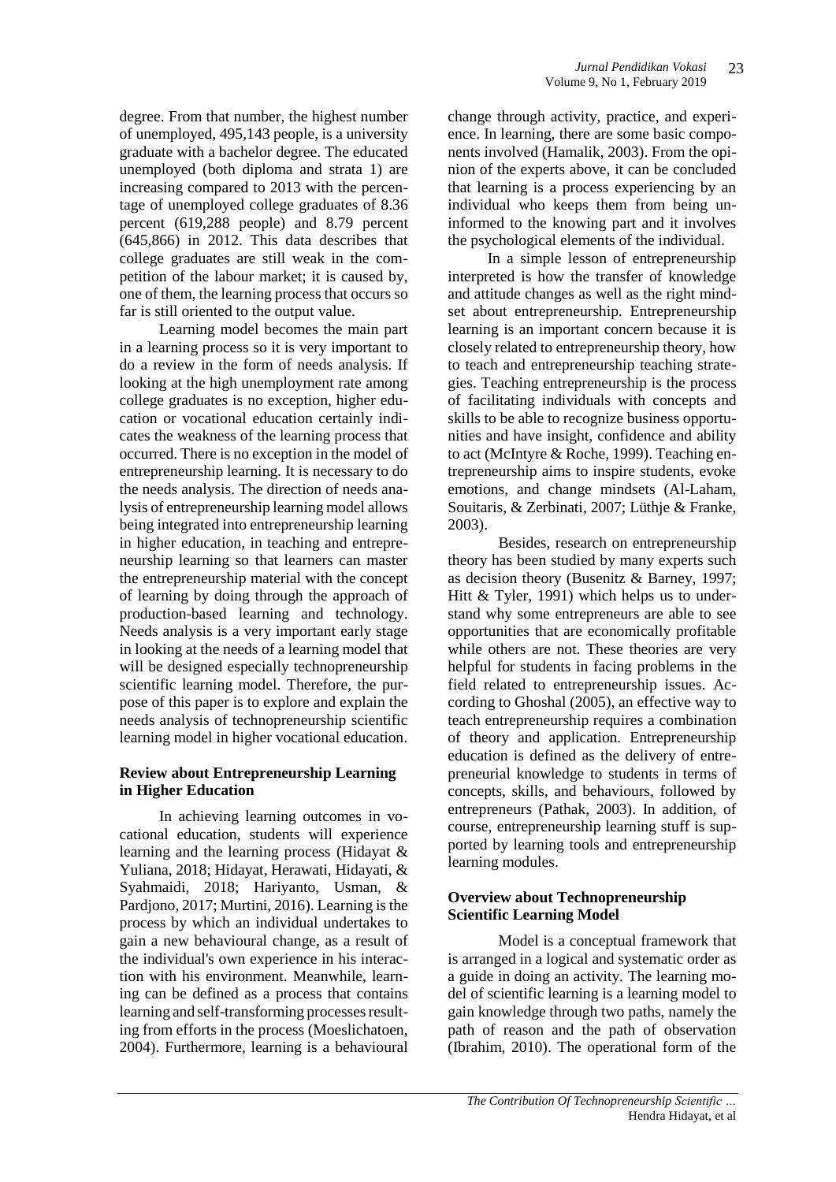degree. From that number, the highest number of unemployed, 495,143 people, is a university graduate with a bachelor degree. The educated unemployed (both diploma and strata 1) are increasing compared to 2013 with the percentage of unemployed college graduates of 8.36 percent (619,288 people) and 8.79 percent (645,866) in 2012. This data describes that college graduates are still weak in the competition of the labour market; it is caused by, one of them, the learning process that occurs so far is still oriented to the output value.

Learning model becomes the main part in a learning process so it is very important to do a review in the form of needs analysis. If looking at the high unemployment rate among college graduates is no exception, higher education or vocational education certainly indicates the weakness of the learning process that occurred. There is no exception in the model of entrepreneurship learning. It is necessary to do the needs analysis. The direction of needs analysis of entrepreneurship learning model allows being integrated into entrepreneurship learning in higher education, in teaching and entrepreneurship learning so that learners can master the entrepreneurship material with the concept of learning by doing through the approach of production-based learning and technology. Needs analysis is a very important early stage in looking at the needs of a learning model that will be designed especially technopreneurship scientific learning model. Therefore, the purpose of this paper is to explore and explain the needs analysis of technopreneurship scientific learning model in higher vocational education.

**Review about Entrepreneurship Learning in Higher Education**

In achieving learning outcomes in vocational education, students will experience learning and the learning process (Hidayat & Yuliana, 2018; Hidayat, Herawati, Hidayati, & Syahmaidi, 2018; Hariyanto, Usman, & Pardjono, 2017; Murtini, 2016). Learning is the process by which an individual undertakes to gain a new behavioural change, as a result of the individual's own experience in his interaction with his environment. Meanwhile, learning can be defined as a process that contains learning and self-transforming processes resulting from efforts in the process (Moeslichatoen, 2004). Furthermore, learning is a behavioural change through activity, practice, and experience. In learning, there are some basic components involved (Hamalik, 2003). From the opinion of the experts above, it can be concluded that learning is a process experiencing by an individual who keeps them from being uninformed to the knowing part and it involves the psychological elements of the individual.

In a simple lesson of entrepreneurship interpreted is how the transfer of knowledge and attitude changes as well as the right mindset about entrepreneurship. Entrepreneurship learning is an important concern because it is closely related to entrepreneurship theory, how to teach and entrepreneurship teaching strategies. Teaching entrepreneurship is the process of facilitating individuals with concepts and skills to be able to recognize business opportunities and have insight, confidence and ability to act (McIntyre & Roche, 1999). Teaching entrepreneurship aims to inspire students, evoke emotions, and change mindsets (Al-Laham, Souitaris, & Zerbinati, 2007; Lüthje & Franke, 2003).

Besides, research on entrepreneurship theory has been studied by many experts such as decision theory (Busenitz & Barney, 1997; Hitt & Tyler, 1991) which helps us to understand why some entrepreneurs are able to see opportunities that are economically profitable while others are not. These theories are very helpful for students in facing problems in the field related to entrepreneurship issues. According to Ghoshal (2005), an effective way to teach entrepreneurship requires a combination of theory and application. Entrepreneurship education is defined as the delivery of entrepreneurial knowledge to students in terms of concepts, skills, and behaviours, followed by entrepreneurs (Pathak, 2003). In addition, of course, entrepreneurship learning stuff is supported by learning tools and entrepreneurship learning modules.

**Overview about Technopreneurship Scientific Learning Model**

Model is a conceptual framework that is arranged in a logical and systematic order as a guide in doing an activity. The learning model of scientific learning is a learning model to gain knowledge through two paths, namely the path of reason and the path of observation (Ibrahim, 2010). The operational form of the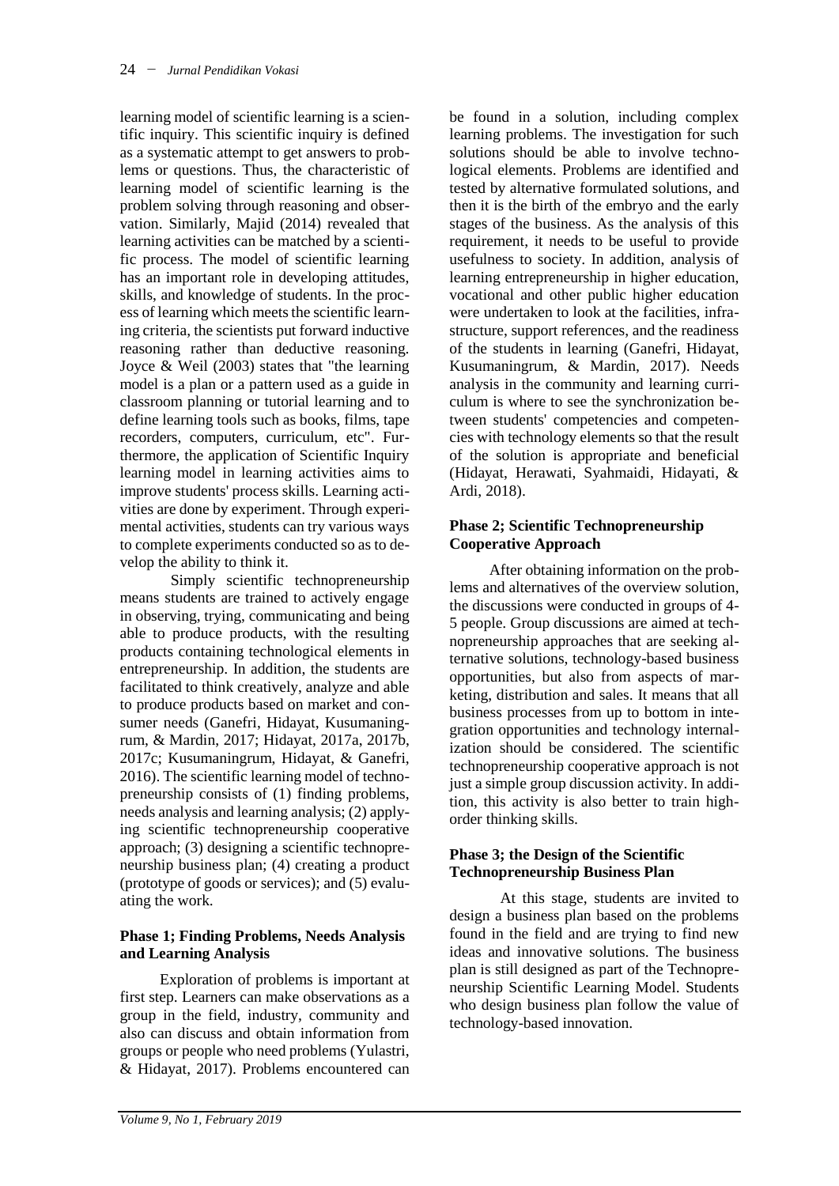learning model of scientific learning is a scientific inquiry. This scientific inquiry is defined as a systematic attempt to get answers to problems or questions. Thus, the characteristic of learning model of scientific learning is the problem solving through reasoning and observation. Similarly, Majid (2014) revealed that learning activities can be matched by a scientific process. The model of scientific learning has an important role in developing attitudes, skills, and knowledge of students. In the process of learning which meets the scientific learning criteria, the scientists put forward inductive reasoning rather than deductive reasoning. Joyce & Weil (2003) states that "the learning model is a plan or a pattern used as a guide in classroom planning or tutorial learning and to define learning tools such as books, films, tape recorders, computers, curriculum, etc". Furthermore, the application of Scientific Inquiry learning model in learning activities aims to improve students' process skills. Learning activities are done by experiment. Through experimental activities, students can try various ways to complete experiments conducted so as to develop the ability to think it.

Simply scientific technopreneurship means students are trained to actively engage in observing, trying, communicating and being able to produce products, with the resulting products containing technological elements in entrepreneurship. In addition, the students are facilitated to think creatively, analyze and able to produce products based on market and consumer needs (Ganefri, Hidayat, Kusumaningrum, & Mardin, 2017; Hidayat, 2017a, 2017b, 2017c; Kusumaningrum, Hidayat, & Ganefri, 2016). The scientific learning model of technopreneurship consists of (1) finding problems, needs analysis and learning analysis; (2) applying scientific technopreneurship cooperative approach; (3) designing a scientific technopreneurship business plan; (4) creating a product (prototype of goods or services); and (5) evaluating the work.

**Phase 1; Finding Problems, Needs Analysis and Learning Analysis**

Exploration of problems is important at first step. Learners can make observations as a group in the field, industry, community and also can discuss and obtain information from groups or people who need problems (Yulastri, & Hidayat, 2017). Problems encountered can be found in a solution, including complex learning problems. The investigation for such solutions should be able to involve technological elements. Problems are identified and tested by alternative formulated solutions, and then it is the birth of the embryo and the early stages of the business. As the analysis of this requirement, it needs to be useful to provide usefulness to society. In addition, analysis of learning entrepreneurship in higher education, vocational and other public higher education were undertaken to look at the facilities, infrastructure, support references, and the readiness of the students in learning (Ganefri, Hidayat, Kusumaningrum, & Mardin, 2017). Needs analysis in the community and learning curriculum is where to see the synchronization between students' competencies and competencies with technology elements so that the result of the solution is appropriate and beneficial (Hidayat, Herawati, Syahmaidi, Hidayati, & Ardi, 2018).

**Phase 2; Scientific Technopreneurship Cooperative Approach**

After obtaining information on the problems and alternatives of the overview solution, the discussions were conducted in groups of 4-5 people. Group discussions are aimed at technopreneurship approaches that are seeking alternative solutions, technology-based business opportunities, but also from aspects of marketing, distribution and sales. It means that all business processes from up to bottom in integration opportunities and technology internalization should be considered. The scientific technopreneurship cooperative approach is not just a simple group discussion activity. In addition, this activity is also better to train high-order thinking skills.

**Phase 3; the Design of the Scientific Technopreneurship Business Plan**

At this stage, students are invited to design a business plan based on the problems found in the field and are trying to find new ideas and innovative solutions. The business plan is still designed as part of the Technopreneurship Scientific Learning Model. Students who design business plan follow the value of technology-based innovation.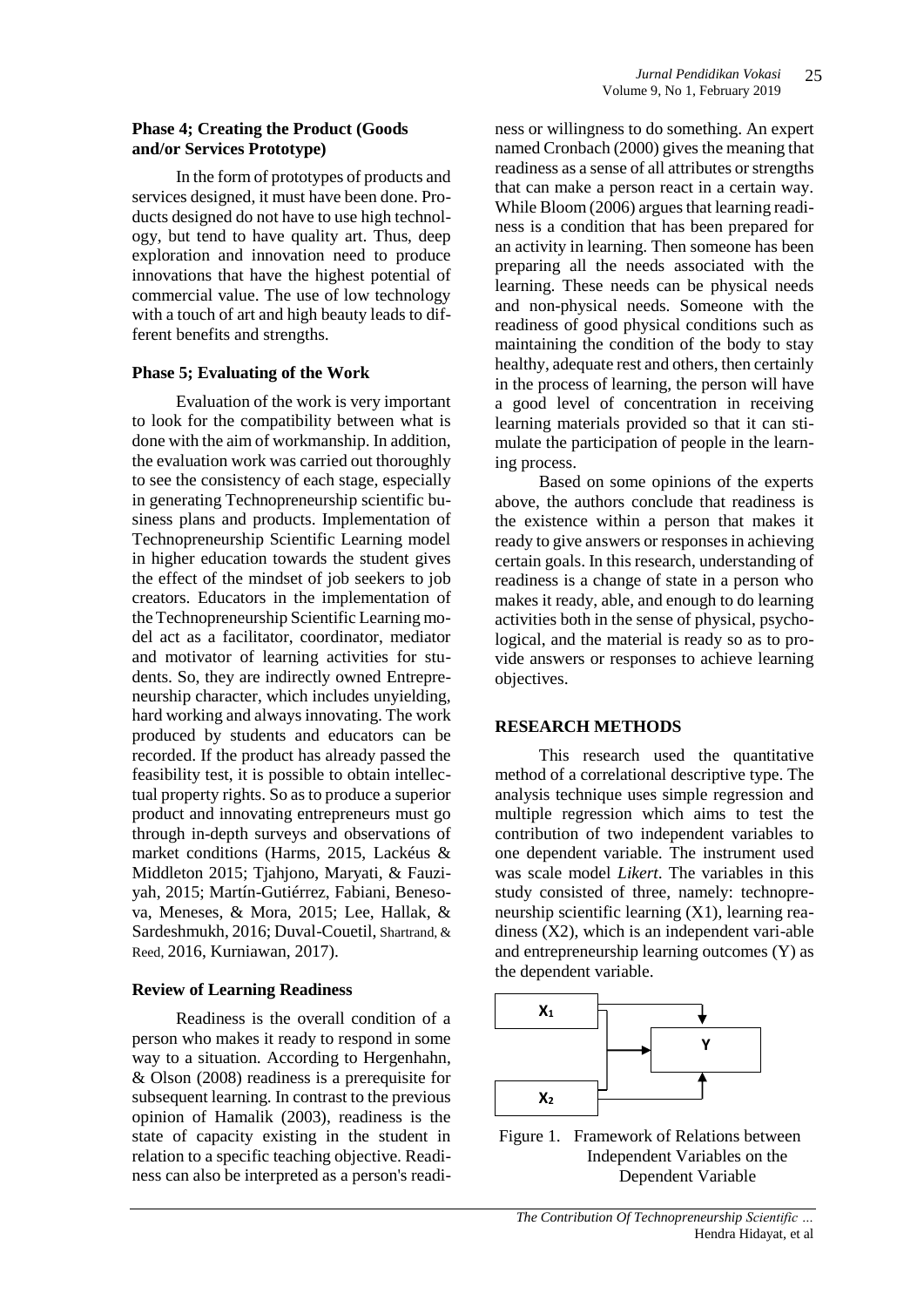**Phase 4; Creating the Product (Goods and/or Services Prototype)**

In the form of prototypes of products and services designed, it must have been done. Products designed do not have to use high technology, but tend to have quality art. Thus, deep exploration and innovation need to produce innovations that have the highest potential of commercial value. The use of low technology with a touch of art and high beauty leads to different benefits and strengths.

**Phase 5; Evaluating of the Work**

Evaluation of the work is very important to look for the compatibility between what is done with the aim of workmanship. In addition, the evaluation work was carried out thoroughly to see the consistency of each stage, especially in generating Technopreneurship scientific business plans and products. Implementation of Technopreneurship Scientific Learning model in higher education towards the student gives the effect of the mindset of job seekers to job creators. Educators in the implementation of the Technopreneurship Scientific Learning model act as a facilitator, coordinator, mediator and motivator of learning activities for students. So, they are indirectly owned Entrepreneurship character, which includes unyielding, hard working and always innovating. The work produced by students and educators can be recorded. If the product has already passed the feasibility test, it is possible to obtain intellectual property rights. So as to produce a superior product and innovating entrepreneurs must go through in-depth surveys and observations of market conditions (Harms, 2015, Lackéus & Middleton 2015; Tjahjono, Maryati, & Fauziyah, 2015; Martín-Gutiérrez, Fabiani, Benesova, Meneses, & Mora, 2015; Lee, Hallak, & Sardeshmukh, 2016; Duval-Couetil, Shartrand, & Reed, 2016, Kurniawan, 2017).

**Review of Learning Readiness**

Readiness is the overall condition of a person who makes it ready to respond in some way to a situation. According to Hergenhahn, & Olson (2008) readiness is a prerequisite for subsequent learning. In contrast to the previous opinion of Hamalik (2003), readiness is the state of capacity existing in the student in relation to a specific teaching objective. Readiness can also be interpreted as a person's readiness or willingness to do something. An expert named Cronbach (2000) gives the meaning that readiness as a sense of all attributes or strengths that can make a person react in a certain way. While Bloom (2006) argues that learning readiness is a condition that has been prepared for an activity in learning. Then someone has been preparing all the needs associated with the learning. These needs can be physical needs and non-physical needs. Someone with the readiness of good physical conditions such as maintaining the condition of the body to stay healthy, adequate rest and others, then certainly in the process of learning, the person will have a good level of concentration in receiving learning materials provided so that it can stimulate the participation of people in the learning process.

Based on some opinions of the experts above, the authors conclude that readiness is the existence within a person that makes it ready to give answers or responses in achieving certain goals. In this research, understanding of readiness is a change of state in a person who makes it ready, able, and enough to do learning activities both in the sense of physical, psychological, and the material is ready so as to provide answers or responses to achieve learning objectives.

## RESEARCH METHODS

This research used the quantitative method of a correlational descriptive type. The analysis technique uses simple regression and multiple regression which aims to test the contribution of two independent variables to one dependent variable. The instrument used was scale model *Likert*. The variables in this study consisted of three, namely: technopreneurship scientific learning (X1), learning readiness (X2), which is an independent vari-able and entrepreneurship learning outcomes (Y) as the dependent variable.

$X_1$ → Y ← $X_2$

Figure 1. Framework of Relations between Independent Variables on the Dependent Variable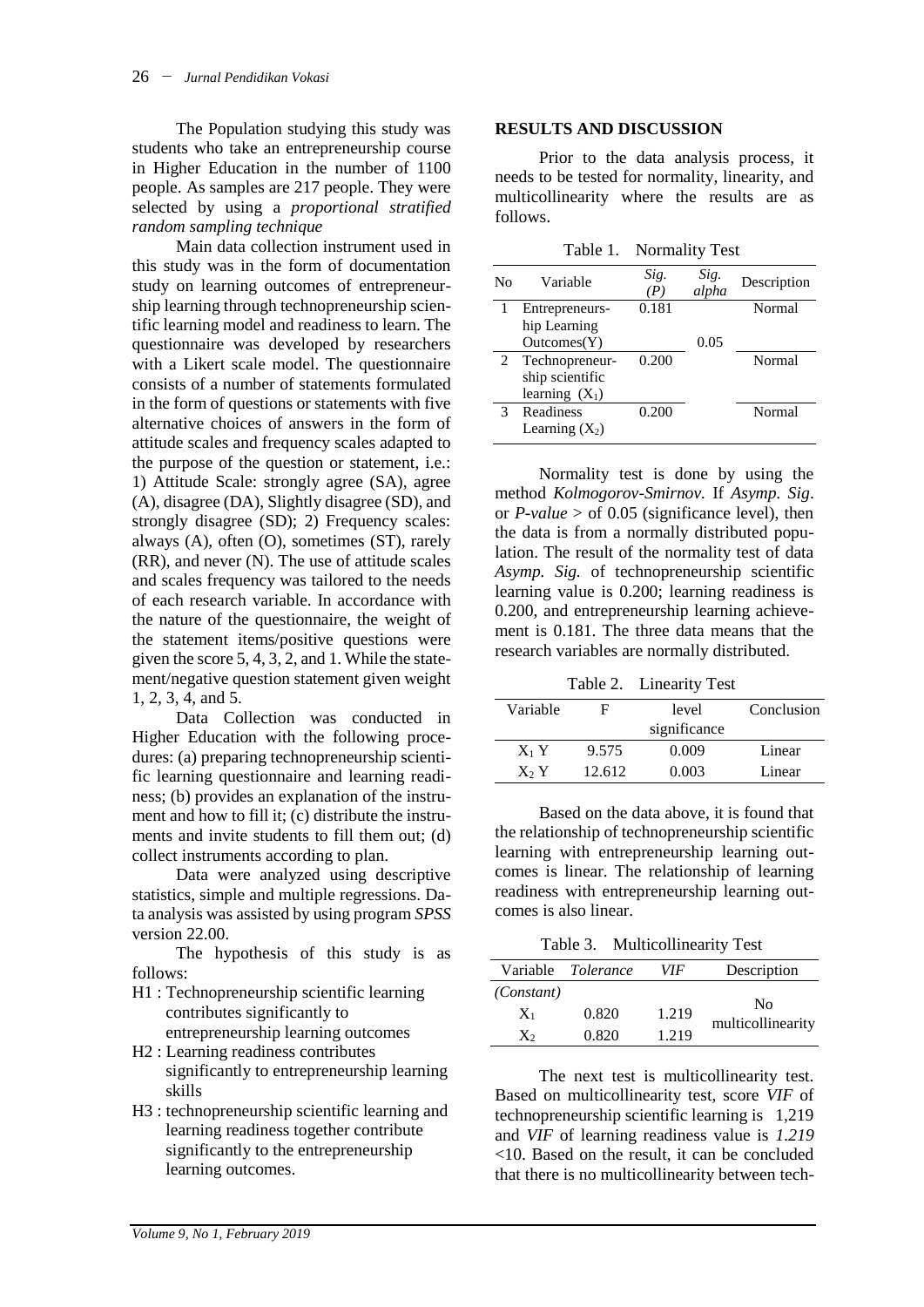The Population studying this study was students who take an entrepreneurship course in Higher Education in the number of 1100 people. As samples are 217 people. They were selected by using a *proportional stratified random sampling technique*

Main data collection instrument used in this study was in the form of documentation study on learning outcomes of entrepreneurship learning through technopreneurship scientific learning model and readiness to learn. The questionnaire was developed by researchers with a Likert scale model. The questionnaire consists of a number of statements formulated in the form of questions or statements with five alternative choices of answers in the form of attitude scales and frequency scales adapted to the purpose of the question or statement, i.e.: 1) Attitude Scale: strongly agree (SA), agree (A), disagree (DA), Slightly disagree (SD), and strongly disagree (SD); 2) Frequency scales: always (A), often (O), sometimes (ST), rarely (RR), and never (N). The use of attitude scales and scales frequency was tailored to the needs of each research variable. In accordance with the nature of the questionnaire, the weight of the statement items/positive questions were given the score 5, 4, 3, 2, and 1. While the statement/negative question statement given weight 1, 2, 3, 4, and 5.

Data Collection was conducted in Higher Education with the following procedures: (a) preparing technopreneurship scientific learning questionnaire and learning readiness; (b) provides an explanation of the instrument and how to fill it; (c) distribute the instruments and invite students to fill them out; (d) collect instruments according to plan.

Data were analyzed using descriptive statistics, simple and multiple regressions. Data analysis was assisted by using program *SPSS* version 22.00.

The hypothesis of this study is as follows:

- H1 : Technopreneurship scientific learning contributes significantly to entrepreneurship learning outcomes
- H2 : Learning readiness contributes significantly to entrepreneurship learning skills
- H3 : technopreneurship scientific learning and learning readiness together contribute significantly to the entrepreneurship learning outcomes.

## RESULTS AND DISCUSSION

Prior to the data analysis process, it needs to be tested for normality, linearity, and multicollinearity where the results are as follows.

Table 1. Normality Test

| No | Variable | *Sig. (P)* | *Sig. alpha* | Description |
|---|---|---|---|---|
| 1 | Entrepreneurship Learning Outcomes(Y) | 0.181 | 0.05 | Normal |
| 2 | Technopreneurship scientific learning ($X_1$) | 0.200 | | Normal |
| 3 | Readiness Learning ($X_2$) | 0.200 | | Normal |

Normality test is done by using the method *Kolmogorov-Smirnov*. If *Asymp. Sig*. or *P-value* > of 0.05 (significance level), then the data is from a normally distributed population. The result of the normality test of data *Asymp. Sig.* of technopreneurship scientific learning value is 0.200; learning readiness is 0.200, and entrepreneurship learning achievement is 0.181. The three data means that the research variables are normally distributed.

Table 2. Linearity Test

| Variable | F | level significance | Conclusion |
|---|---|---|---|
| $X_1$ Y | 9.575 | 0.009 | Linear |
| $X_2$ Y | 12.612 | 0.003 | Linear |

Based on the data above, it is found that the relationship of technopreneurship scientific learning with entrepreneurship learning outcomes is linear. The relationship of learning readiness with entrepreneurship learning outcomes is also linear.

Table 3. Multicollinearity Test

| Variable | *Tolerance* | *VIF* | Description |
|---|---|---|---|
| *(Constant)* | | | No multicollinearity |
| $X_1$ | 0.820 | 1.219 | |
| $X_2$ | 0.820 | 1.219 | |

The next test is multicollinearity test. Based on multicollinearity test, score *VIF* of technopreneurship scientific learning is 1,219 and *VIF* of learning readiness value is *1.219* <10. Based on the result, it can be concluded that there is no multicollinearity between tech-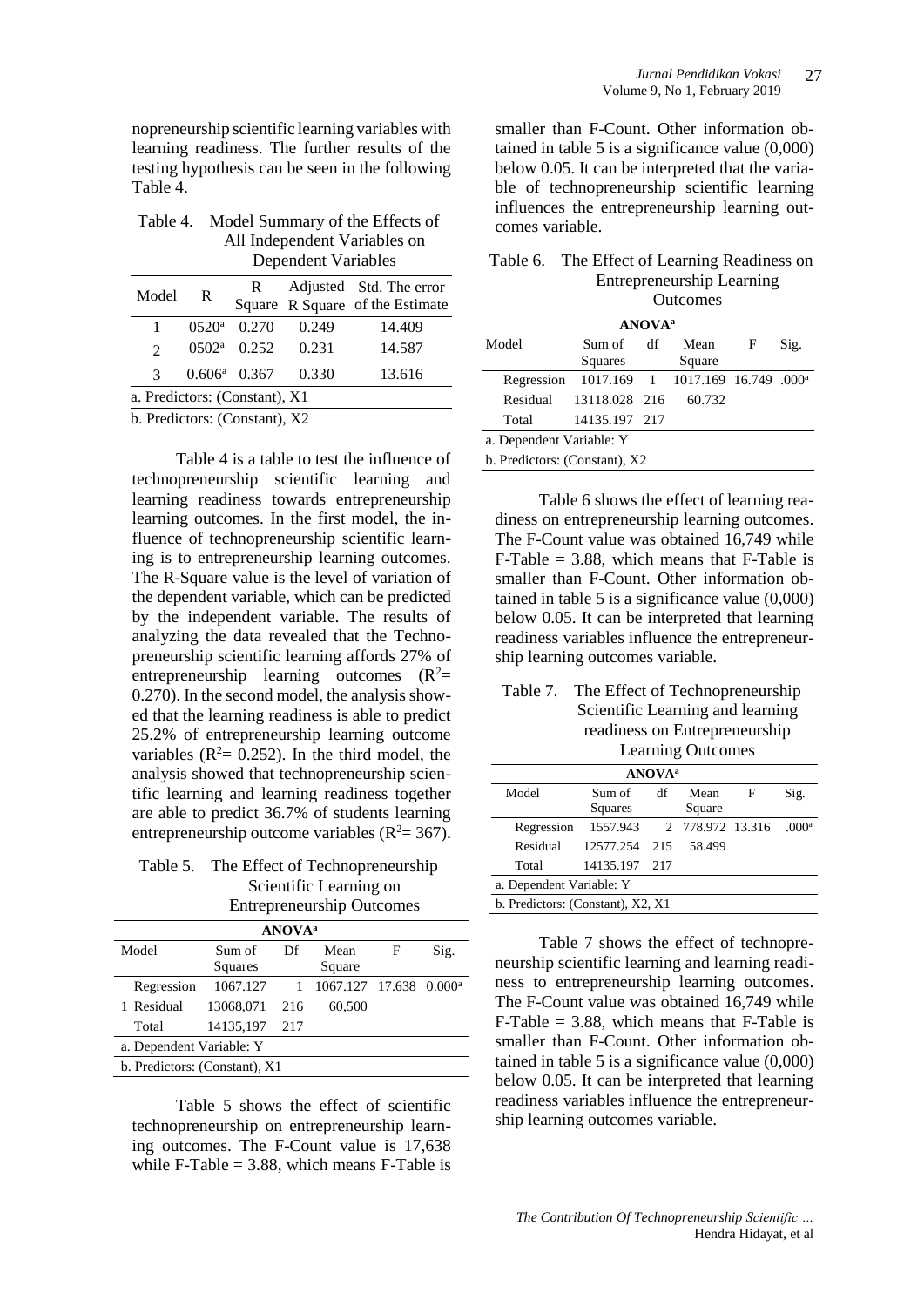nopreneurship scientific learning variables with learning readiness. The further results of the testing hypothesis can be seen in the following Table 4.

Table 4. Model Summary of the Effects of All Independent Variables on Dependent Variables

| Model | R | R Square | Adjusted R Square | Std. The error of the Estimate |
|---|---|---|---|---|
| 1 | 0520[a] | 0.270 | 0.249 | 14.409 |
| 2 | 0502[a] | 0.252 | 0.231 | 14.587 |
| 3 | 0.606[a] | 0.367 | 0.330 | 13.616 |
| a. Predictors: (Constant), X1 | | | | |
| b. Predictors: (Constant), X2 | | | | |

Table 4 is a table to test the influence of technopreneurship scientific learning and learning readiness towards entrepreneurship learning outcomes. In the first model, the influence of technopreneurship scientific learning is to entrepreneurship learning outcomes. The R-Square value is the level of variation of the dependent variable, which can be predicted by the independent variable. The results of analyzing the data revealed that the Technopreneurship scientific learning affords 27% of entrepreneurship learning outcomes ($R^2$= 0.270). In the second model, the analysis showed that the learning readiness is able to predict 25.2% of entrepreneurship learning outcome variables ($R^2$= 0.252). In the third model, the analysis showed that technopreneurship scientific learning and learning readiness together are able to predict 36.7% of students learning entrepreneurship outcome variables ($R^2$= 367).

Table 5. The Effect of Technopreneurship Scientific Learning on Entrepreneurship Outcomes

| ANOVA[a] | | | | | | |
|---|---|---|---|---|---|---|
| Model | | Sum of Squares | Df | Mean Square | F | Sig. |
| | Regression | 1067.127 | 1 | 1067.127 | 17.638 | 0.000[a] |
| 1 | Residual | 13068,071 | 216 | 60,500 | | |
| | Total | 14135,197 | 217 | | | |
| a. Dependent Variable: Y | | | | | | |
| b. Predictors: (Constant), X1 | | | | | | |

Table 5 shows the effect of scientific technopreneurship on entrepreneurship learning outcomes. The F-Count value is 17,638 while F-Table = 3.88, which means F-Table is smaller than F-Count. Other information obtained in table 5 is a significance value (0,000) below 0.05. It can be interpreted that the variable of technopreneurship scientific learning influences the entrepreneurship learning outcomes variable.

Table 6. The Effect of Learning Readiness on Entrepreneurship Learning Outcomes

| ANOVA[a] | | | | | | |
|---|---|---|---|---|---|---|
| Model | | Sum of Squares | df | Mean Square | F | Sig. |
| | Regression | 1017.169 | 1 | 1017.169 | 16.749 | .000[a] |
| | Residual | 13118.028 | 216 | 60.732 | | |
| | Total | 14135.197 | 217 | | | |
| a. Dependent Variable: Y | | | | | | |
| b. Predictors: (Constant), X2 | | | | | | |

Table 6 shows the effect of learning readiness on entrepreneurship learning outcomes. The F-Count value was obtained 16,749 while F-Table = 3.88, which means that F-Table is smaller than F-Count. Other information obtained in table 5 is a significance value (0,000) below 0.05. It can be interpreted that learning readiness variables influence the entrepreneurship learning outcomes variable.

Table 7. The Effect of Technopreneurship Scientific Learning and learning readiness on Entrepreneurship Learning Outcomes

| ANOVA[a] | | | | | | |
|---|---|---|---|---|---|---|
| Model | | Sum of Squares | df | Mean Square | F | Sig. |
| | Regression | 1557.943 | 2 | 778.972 | 13.316 | .000[a] |
| | Residual | 12577.254 | 215 | 58.499 | | |
| | Total | 14135.197 | 217 | | | |
| a. Dependent Variable: Y | | | | | | |
| b. Predictors: (Constant), X2, X1 | | | | | | |

Table 7 shows the effect of technopreneurship scientific learning and learning readiness to entrepreneurship learning outcomes. The F-Count value was obtained 16,749 while F-Table = 3.88, which means that F-Table is smaller than F-Count. Other information obtained in table 5 is a significance value (0,000) below 0.05. It can be interpreted that learning readiness variables influence the entrepreneurship learning outcomes variable.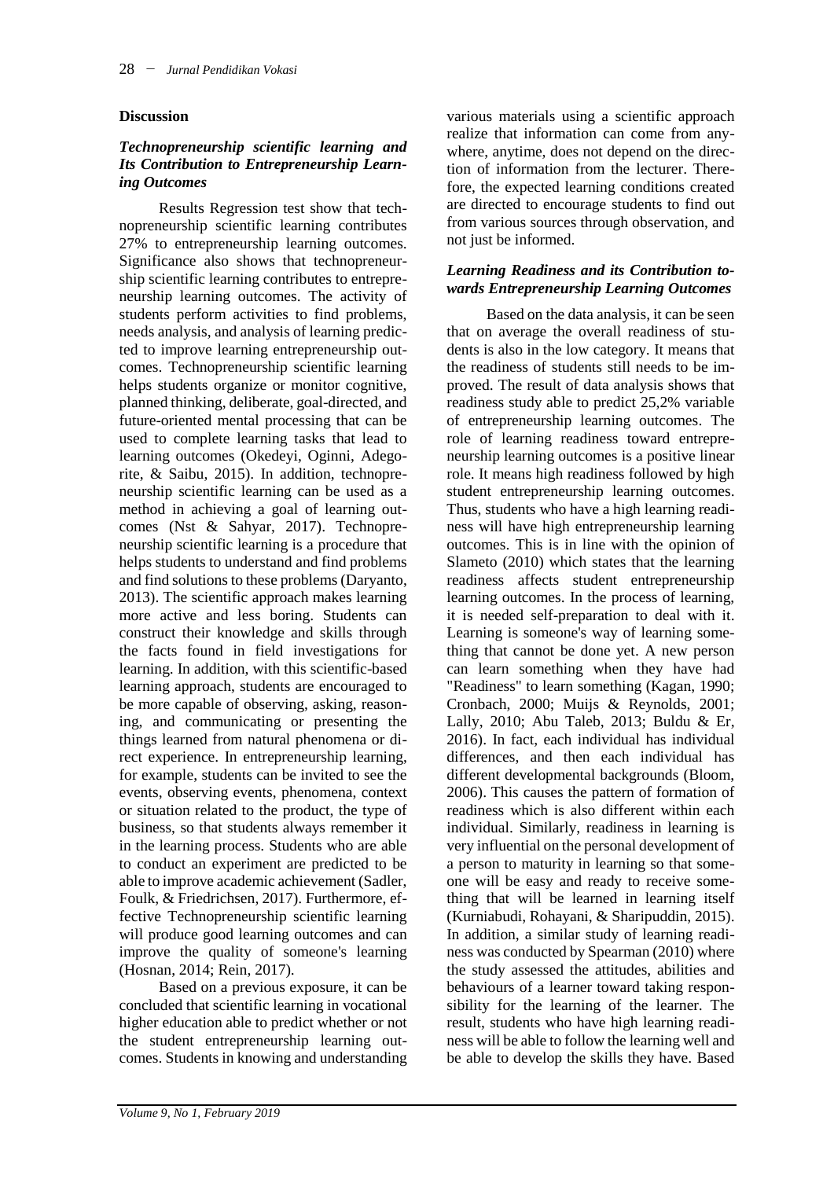## Discussion

### *Technopreneurship scientific learning and Its Contribution to Entrepreneurship Learning Outcomes*

Results Regression test show that technopreneurship scientific learning contributes 27% to entrepreneurship learning outcomes. Significance also shows that technopreneurship scientific learning contributes to entrepreneurship learning outcomes. The activity of students perform activities to find problems, needs analysis, and analysis of learning predicted to improve learning entrepreneurship outcomes. Technopreneurship scientific learning helps students organize or monitor cognitive, planned thinking, deliberate, goal-directed, and future-oriented mental processing that can be used to complete learning tasks that lead to learning outcomes (Okedeyi, Oginni, Adegorite, & Saibu, 2015). In addition, technopreneurship scientific learning can be used as a method in achieving a goal of learning outcomes (Nst & Sahyar, 2017). Technopreneurship scientific learning is a procedure that helps students to understand and find problems and find solutions to these problems (Daryanto, 2013). The scientific approach makes learning more active and less boring. Students can construct their knowledge and skills through the facts found in field investigations for learning. In addition, with this scientific-based learning approach, students are encouraged to be more capable of observing, asking, reasoning, and communicating or presenting the things learned from natural phenomena or direct experience. In entrepreneurship learning, for example, students can be invited to see the events, observing events, phenomena, context or situation related to the product, the type of business, so that students always remember it in the learning process. Students who are able to conduct an experiment are predicted to be able to improve academic achievement (Sadler, Foulk, & Friedrichsen, 2017). Furthermore, effective Technopreneurship scientific learning will produce good learning outcomes and can improve the quality of someone's learning (Hosnan, 2014; Rein, 2017).

Based on a previous exposure, it can be concluded that scientific learning in vocational higher education able to predict whether or not the student entrepreneurship learning outcomes. Students in knowing and understanding various materials using a scientific approach realize that information can come from anywhere, anytime, does not depend on the direction of information from the lecturer. Therefore, the expected learning conditions created are directed to encourage students to find out from various sources through observation, and not just be informed.

### *Learning Readiness and its Contribution towards Entrepreneurship Learning Outcomes*

Based on the data analysis, it can be seen that on average the overall readiness of students is also in the low category. It means that the readiness of students still needs to be improved. The result of data analysis shows that readiness study able to predict 25,2% variable of entrepreneurship learning outcomes. The role of learning readiness toward entrepreneurship learning outcomes is a positive linear role. It means high readiness followed by high student entrepreneurship learning outcomes. Thus, students who have a high learning readiness will have high entrepreneurship learning outcomes. This is in line with the opinion of Slameto (2010) which states that the learning readiness affects student entrepreneurship learning outcomes. In the process of learning, it is needed self-preparation to deal with it. Learning is someone's way of learning something that cannot be done yet. A new person can learn something when they have had "Readiness" to learn something (Kagan, 1990; Cronbach, 2000; Muijs & Reynolds, 2001; Lally, 2010; Abu Taleb, 2013; Buldu & Er, 2016). In fact, each individual has individual differences, and then each individual has different developmental backgrounds (Bloom, 2006). This causes the pattern of formation of readiness which is also different within each individual. Similarly, readiness in learning is very influential on the personal development of a person to maturity in learning so that someone will be easy and ready to receive something that will be learned in learning itself (Kurniabudi, Rohayani, & Sharipuddin, 2015). In addition, a similar study of learning readiness was conducted by Spearman (2010) where the study assessed the attitudes, abilities and behaviours of a learner toward taking responsibility for the learning of the learner. The result, students who have high learning readiness will be able to follow the learning well and be able to develop the skills they have. Based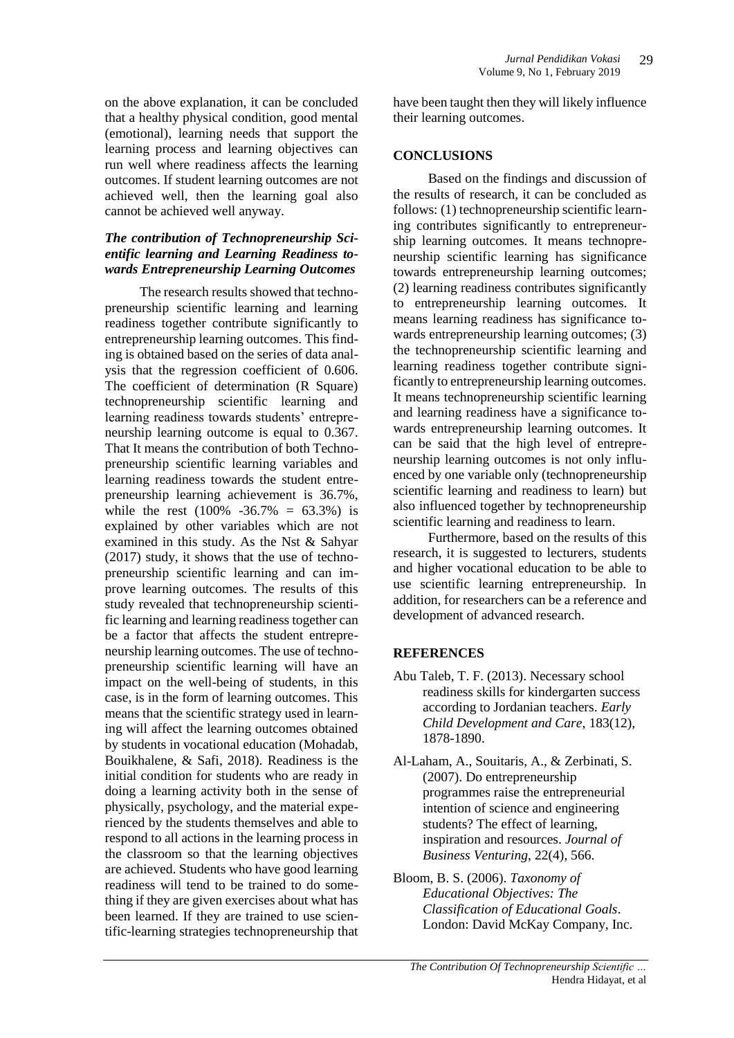on the above explanation, it can be concluded that a healthy physical condition, good mental (emotional), learning needs that support the learning process and learning objectives can run well where readiness affects the learning outcomes. If student learning outcomes are not achieved well, then the learning goal also cannot be achieved well anyway.

### *The contribution of Technopreneurship Scientific learning and Learning Readiness towards Entrepreneurship Learning Outcomes*

The research results showed that technopreneurship scientific learning and learning readiness together contribute significantly to entrepreneurship learning outcomes. This finding is obtained based on the series of data analysis that the regression coefficient of 0.606. The coefficient of determination (R Square) technopreneurship scientific learning and learning readiness towards students' entrepreneurship learning outcome is equal to 0.367. That It means the contribution of both Technopreneurship scientific learning variables and learning readiness towards the student entrepreneurship learning achievement is 36.7%, while the rest (100% -36.7% = 63.3%) is explained by other variables which are not examined in this study. As the Nst & Sahyar (2017) study, it shows that the use of technopreneurship scientific learning and can improve learning outcomes. The results of this study revealed that technopreneurship scientific learning and learning readiness together can be a factor that affects the student entrepreneurship learning outcomes. The use of technopreneurship scientific learning will have an impact on the well-being of students, in this case, is in the form of learning outcomes. This means that the scientific strategy used in learning will affect the learning outcomes obtained by students in vocational education (Mohadab, Bouikhalene, & Safi, 2018). Readiness is the initial condition for students who are ready in doing a learning activity both in the sense of physically, psychology, and the material experienced by the students themselves and able to respond to all actions in the learning process in the classroom so that the learning objectives are achieved. Students who have good learning readiness will tend to be trained to do something if they are given exercises about what has been learned. If they are trained to use scientific-learning strategies technopreneurship that have been taught then they will likely influence their learning outcomes.

## CONCLUSIONS

Based on the findings and discussion of the results of research, it can be concluded as follows: (1) technopreneurship scientific learning contributes significantly to entrepreneurship learning outcomes. It means technopreneurship scientific learning has significance towards entrepreneurship learning outcomes; (2) learning readiness contributes significantly to entrepreneurship learning outcomes. It means learning readiness has significance towards entrepreneurship learning outcomes; (3) the technopreneurship scientific learning and learning readiness together contribute significantly to entrepreneurship learning outcomes. It means technopreneurship scientific learning and learning readiness have a significance towards entrepreneurship learning outcomes. It can be said that the high level of entrepreneurship learning outcomes is not only influenced by one variable only (technopreneurship scientific learning and readiness to learn) but also influenced together by technopreneurship scientific learning and readiness to learn.

Furthermore, based on the results of this research, it is suggested to lecturers, students and higher vocational education to be able to use scientific learning entrepreneurship. In addition, for researchers can be a reference and development of advanced research.

## REFERENCES

Abu Taleb, T. F. (2013). Necessary school readiness skills for kindergarten success according to Jordanian teachers. *Early Child Development and Care*, 183(12), 1878-1890.

Al-Laham, A., Souitaris, A., & Zerbinati, S. (2007). Do entrepreneurship programmes raise the entrepreneurial intention of science and engineering students? The effect of learning, inspiration and resources. *Journal of Business Venturing*, 22(4), 566.

Bloom, B. S. (2006). *Taxonomy of Educational Objectives: The Classification of Educational Goals*. London: David McKay Company, Inc.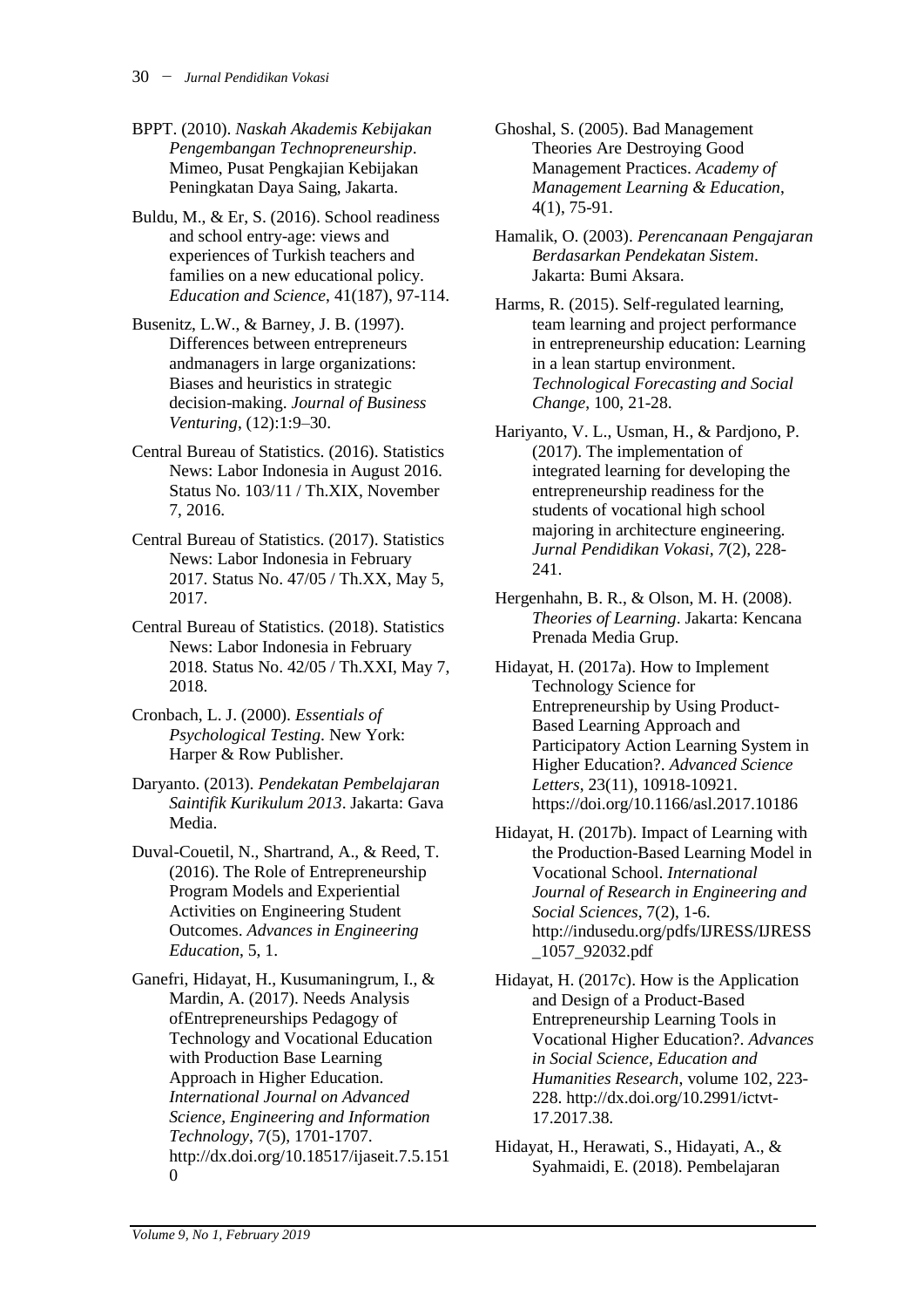BPPT. (2010). *Naskah Akademis Kebijakan Pengembangan Technopreneurship*. Mimeo, Pusat Pengkajian Kebijakan Peningkatan Daya Saing, Jakarta.

Buldu, M., & Er, S. (2016). School readiness and school entry-age: views and experiences of Turkish teachers and families on a new educational policy. *Education and Science*, 41(187), 97-114.

Busenitz, L.W., & Barney, J. B. (1997). Differences between entrepreneurs andmanagers in large organizations: Biases and heuristics in strategic decision-making. *Journal of Business Venturing*, (12):1:9–30.

Central Bureau of Statistics. (2016). Statistics News: Labor Indonesia in August 2016. Status No. 103/11 / Th.XIX, November 7, 2016.

Central Bureau of Statistics. (2017). Statistics News: Labor Indonesia in February 2017. Status No. 47/05 / Th.XX, May 5, 2017.

Central Bureau of Statistics. (2018). Statistics News: Labor Indonesia in February 2018. Status No. 42/05 / Th.XXI, May 7, 2018.

Cronbach, L. J. (2000). *Essentials of Psychological Testing*. New York: Harper & Row Publisher.

Daryanto. (2013). *Pendekatan Pembelajaran Saintifik Kurikulum 2013*. Jakarta: Gava Media.

Duval-Couetil, N., Shartrand, A., & Reed, T. (2016). The Role of Entrepreneurship Program Models and Experiential Activities on Engineering Student Outcomes. *Advances in Engineering Education*, 5, 1.

Ganefri, Hidayat, H., Kusumaningrum, I., & Mardin, A. (2017). Needs Analysis ofEntrepreneurships Pedagogy of Technology and Vocational Education with Production Base Learning Approach in Higher Education. *International Journal on Advanced Science, Engineering and Information Technology*, 7(5), 1701-1707. http://dx.doi.org/10.18517/ijaseit.7.5.1510

Ghoshal, S. (2005). Bad Management Theories Are Destroying Good Management Practices. *Academy of Management Learning & Education*, 4(1), 75-91.

Hamalik, O. (2003). *Perencanaan Pengajaran Berdasarkan Pendekatan Sistem*. Jakarta: Bumi Aksara.

Harms, R. (2015). Self-regulated learning, team learning and project performance in entrepreneurship education: Learning in a lean startup environment. *Technological Forecasting and Social Change*, 100, 21-28.

Hariyanto, V. L., Usman, H., & Pardjono, P. (2017). The implementation of integrated learning for developing the entrepreneurship readiness for the students of vocational high school majoring in architecture engineering. *Jurnal Pendidikan Vokasi, 7*(2), 228-241.

Hergenhahn, B. R., & Olson, M. H. (2008). *Theories of Learning*. Jakarta: Kencana Prenada Media Grup.

Hidayat, H. (2017a). How to Implement Technology Science for Entrepreneurship by Using Product-Based Learning Approach and Participatory Action Learning System in Higher Education?. *Advanced Science Letters*, 23(11), 10918-10921. https://doi.org/10.1166/asl.2017.10186

Hidayat, H. (2017b). Impact of Learning with the Production-Based Learning Model in Vocational School. *International Journal of Research in Engineering and Social Sciences*, 7(2), 1-6. http://indusedu.org/pdfs/IJRESS/IJRESS_1057_92032.pdf

Hidayat, H. (2017c). How is the Application and Design of a Product-Based Entrepreneurship Learning Tools in Vocational Higher Education?. *Advances in Social Science, Education and Humanities Research*, volume 102, 223-228. http://dx.doi.org/10.2991/ictvt-17.2017.38.

Hidayat, H., Herawati, S., Hidayati, A., & Syahmaidi, E. (2018). Pembelajaran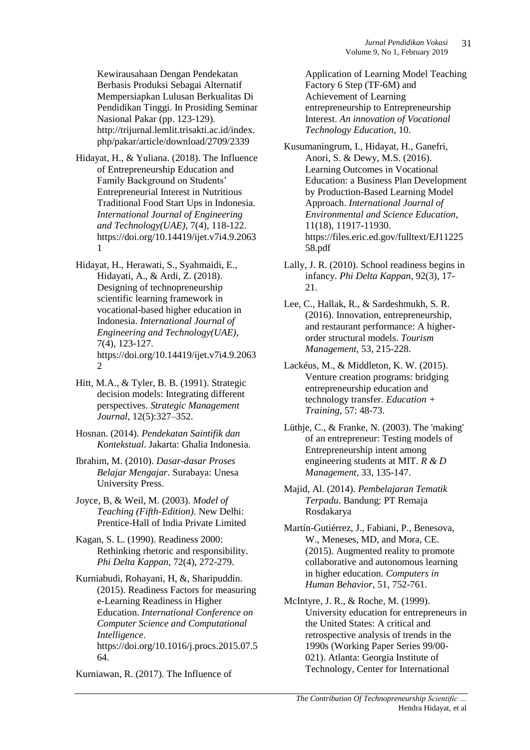Kewirausahaan Dengan Pendekatan Berbasis Produksi Sebagai Alternatif Mempersiapkan Lulusan Berkualitas Di Pendidikan Tinggi. In Prosiding Seminar Nasional Pakar (pp. 123-129). http://trijurnal.lemlit.trisakti.ac.id/index.php/pakar/article/download/2709/2339

Hidayat, H., & Yuliana. (2018). The Influence of Entrepreneurship Education and Family Background on Students' Entrepreneurial Interest in Nutritious Traditional Food Start Ups in Indonesia. *International Journal of Engineering and Technology(UAE)*, 7(4), 118-122. https://doi.org/10.14419/ijet.v7i4.9.20631

Hidayat, H., Herawati, S., Syahmaidi, E., Hidayati, A., & Ardi, Z. (2018). Designing of technopreneurship scientific learning framework in vocational-based higher education in Indonesia. *International Journal of Engineering and Technology(UAE)*, 7(4), 123-127. https://doi.org/10.14419/ijet.v7i4.9.20632

Hitt, M.A., & Tyler, B. B. (1991). Strategic decision models: Integrating different perspectives. *Strategic Management Journal*, 12(5):327–352.

Hosnan. (2014). *Pendekatan Saintifik dan Kontekstual*. Jakarta: Ghalia Indonesia.

Ibrahim, M. (2010). *Dasar-dasar Proses Belajar Mengajar*. Surabaya: Unesa University Press.

Joyce, B, & Weil, M. (2003). *Model of Teaching (Fifth-Edition)*. New Delhi: Prentice-Hall of India Private Limited

Kagan, S. L. (1990). Readiness 2000: Rethinking rhetoric and responsibility. *Phi Delta Kappan*, 72(4), 272-279.

Kurniabudi, Rohayani, H, &, Sharipuddin. (2015). Readiness Factors for measuring e-Learning Readiness in Higher Education. *International Conference on Computer Science and Computational Intelligence*. https://doi.org/10.1016/j.procs.2015.07.564.

Kurniawan, R. (2017). The Influence of Application of Learning Model Teaching Factory 6 Step (TF-6M) and Achievement of Learning entrepreneurship to Entrepreneurship Interest. *An innovation of Vocational Technology Education*, 10.

Kusumaningrum, I., Hidayat, H., Ganefri, Anori, S. & Dewy, M.S. (2016). Learning Outcomes in Vocational Education: a Business Plan Development by Production-Based Learning Model Approach. *International Journal of Environmental and Science Education*, 11(18), 11917-11930. https://files.eric.ed.gov/fulltext/EJ1122558.pdf

Lally, J. R. (2010). School readiness begins in infancy. *Phi Delta Kappan*, 92(3), 17-21.

Lee, C., Hallak, R., & Sardeshmukh, S. R. (2016). Innovation, entrepreneurship, and restaurant performance: A higher-order structural models. *Tourism Management*, 53, 215-228.

Lackéus, M., & Middleton, K. W. (2015). Venture creation programs: bridging entrepreneurship education and technology transfer. *Education + Training*, 57: 48-73.

Lüthje, C., & Franke, N. (2003). The 'making' of an entrepreneur: Testing models of Entrepreneurship intent among engineering students at MIT. *R & D Management*, 33, 135-147.

Majid, Al. (2014). *Pembelajaran Tematik Terpadu*. Bandung: PT Remaja Rosdakarya

Martín-Gutiérrez, J., Fabiani, P., Benesova, W., Meneses, MD, and Mora, CE. (2015). Augmented reality to promote collaborative and autonomous learning in higher education. *Computers in Human Behavior*, 51, 752-761.

McIntyre, J. R., & Roche, M. (1999). University education for entrepreneurs in the United States: A critical and retrospective analysis of trends in the 1990s (Working Paper Series 99/00-021). Atlanta: Georgia Institute of Technology, Center for International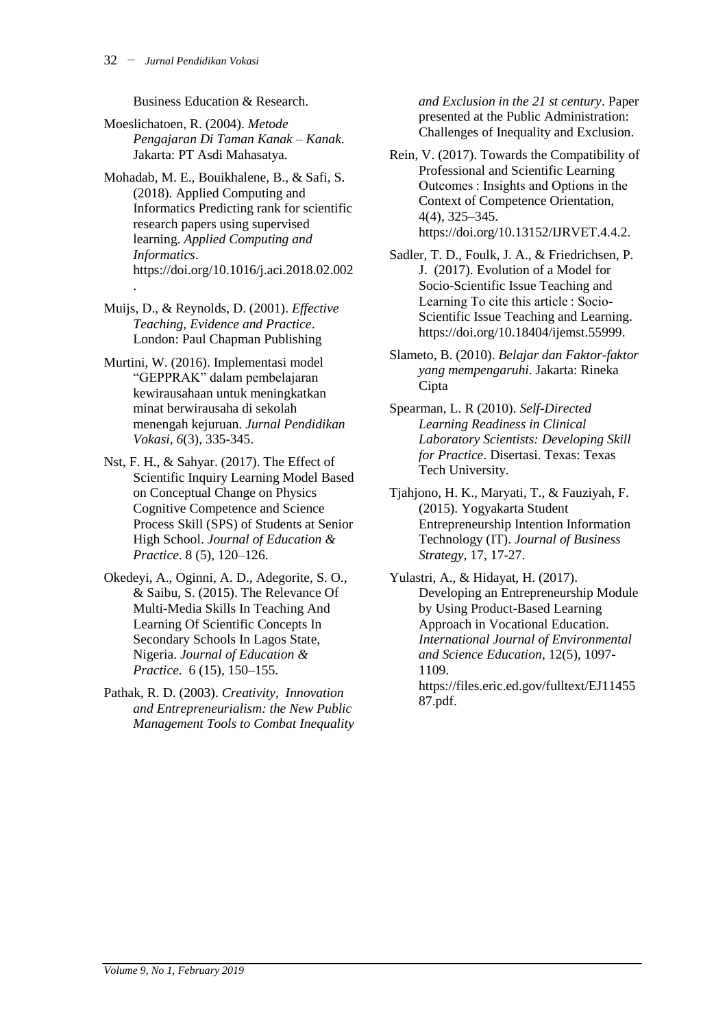Business Education & Research.

Moeslichatoen, R. (2004). *Metode Pengajaran Di Taman Kanak – Kanak.* Jakarta: PT Asdi Mahasatya.

Mohadab, M. E., Bouikhalene, B., & Safi, S. (2018). Applied Computing and Informatics Predicting rank for scientific research papers using supervised learning. *Applied Computing and Informatics*. https://doi.org/10.1016/j.aci.2018.02.002.

Muijs, D., & Reynolds, D. (2001). *Effective Teaching, Evidence and Practice*. London: Paul Chapman Publishing

Murtini, W. (2016). Implementasi model "GEPPRAK" dalam pembelajaran kewirausahaan untuk meningkatkan minat berwirausaha di sekolah menengah kejuruan. *Jurnal Pendidikan Vokasi, 6*(3), 335-345.

Nst, F. H., & Sahyar. (2017). The Effect of Scientific Inquiry Learning Model Based on Conceptual Change on Physics Cognitive Competence and Science Process Skill (SPS) of Students at Senior High School. *Journal of Education & Practice*. 8 (5), 120–126.

Okedeyi, A., Oginni, A. D., Adegorite, S. O., & Saibu, S. (2015). The Relevance Of Multi-Media Skills In Teaching And Learning Of Scientific Concepts In Secondary Schools In Lagos State, Nigeria. *Journal of Education & Practice*. 6 (15), 150–155.

Pathak, R. D. (2003). *Creativity, Innovation and Entrepreneurialism: the New Public Management Tools to Combat Inequality and Exclusion in the 21 st century*. Paper presented at the Public Administration: Challenges of Inequality and Exclusion.

Rein, V. (2017). Towards the Compatibility of Professional and Scientific Learning Outcomes : Insights and Options in the Context of Competence Orientation, 4(4), 325–345. https://doi.org/10.13152/IJRVET.4.4.2.

Sadler, T. D., Foulk, J. A., & Friedrichsen, P. J. (2017). Evolution of a Model for Socio-Scientific Issue Teaching and Learning To cite this article : Socio-Scientific Issue Teaching and Learning. https://doi.org/10.18404/ijemst.55999.

Slameto, B. (2010). *Belajar dan Faktor-faktor yang mempengaruhi*. Jakarta: Rineka Cipta

Spearman, L. R (2010). *Self-Directed Learning Readiness in Clinical Laboratory Scientists: Developing Skill for Practice*. Disertasi. Texas: Texas Tech University.

Tjahjono, H. K., Maryati, T., & Fauziyah, F. (2015). Yogyakarta Student Entrepreneurship Intention Information Technology (IT). *Journal of Business Strategy*, 17, 17-27.

Yulastri, A., & Hidayat, H. (2017). Developing an Entrepreneurship Module by Using Product-Based Learning Approach in Vocational Education. *International Journal of Environmental and Science Education*, 12(5), 1097-1109. https://files.eric.ed.gov/fulltext/EJ1145587.pdf.